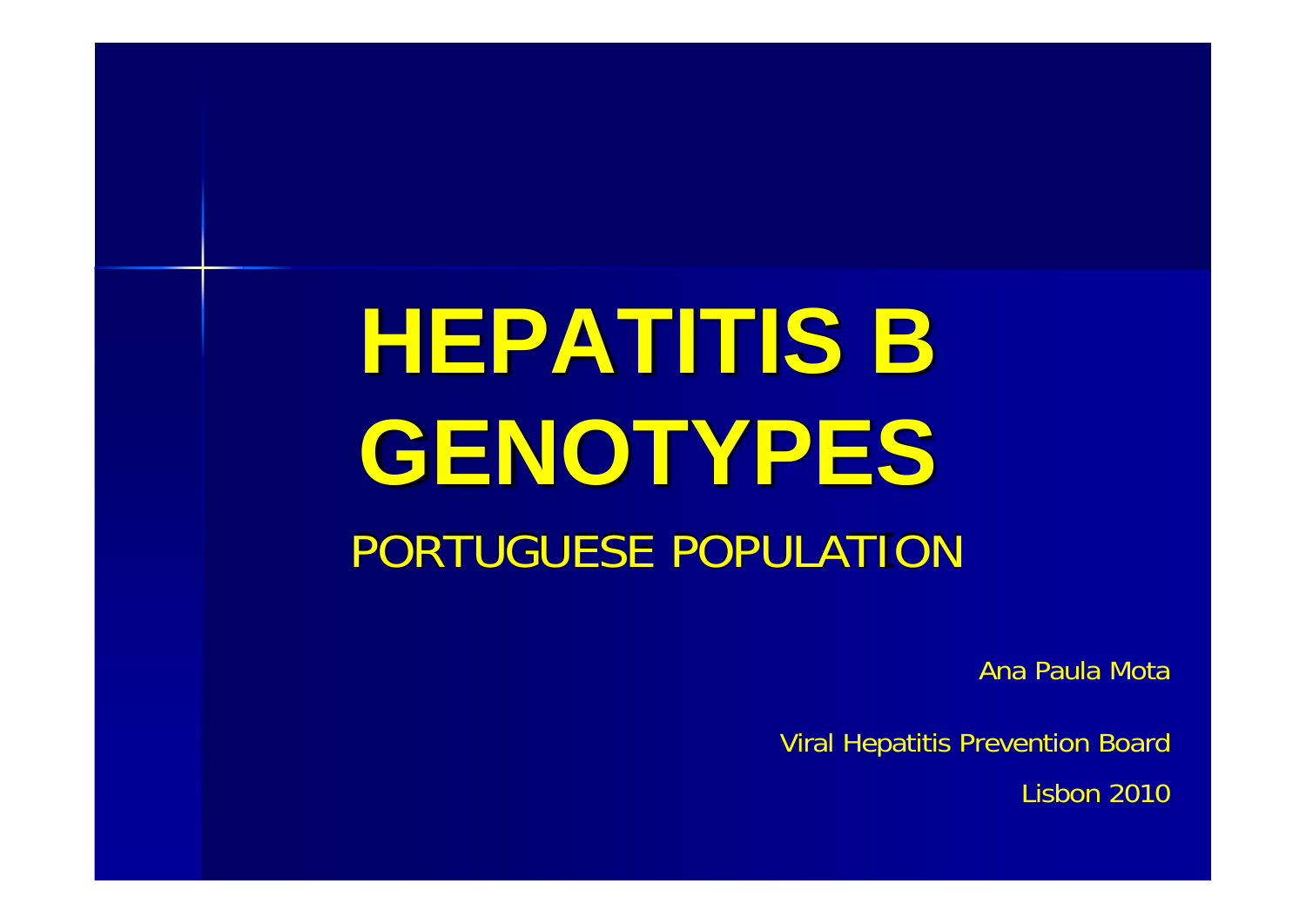# HEPATITIS B GENOTYPES

## PORTUGUESE POPULATION

Ana Paula Mota

Viral Hepatitis Prevention Board

Lisbon 2010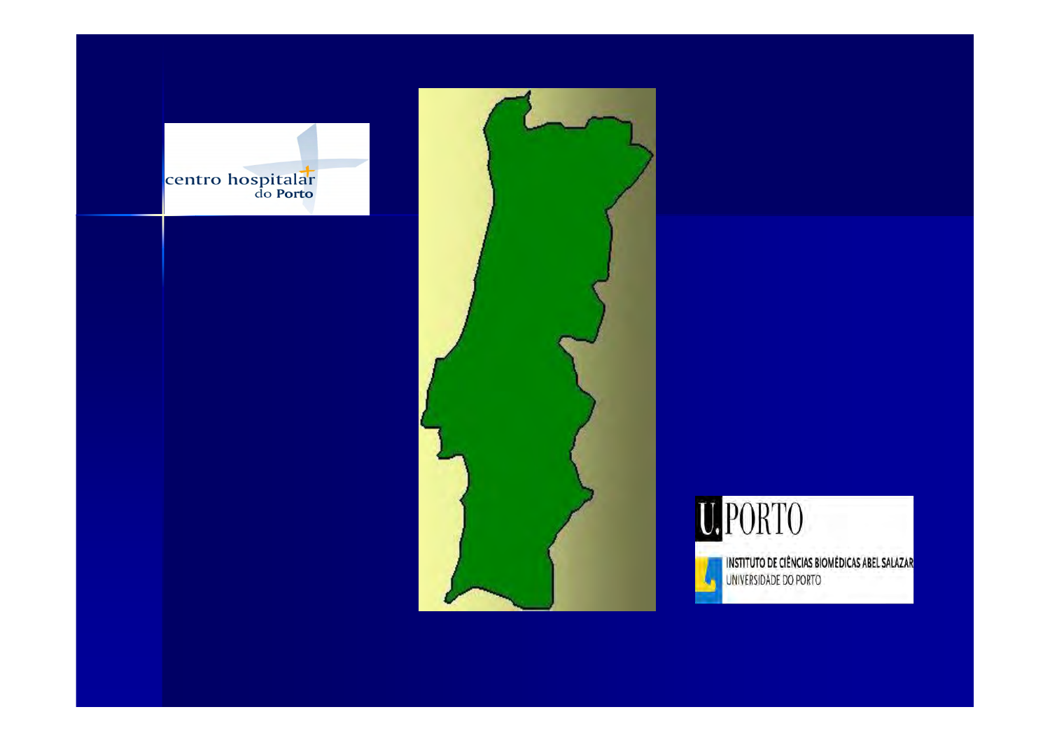centro hospitalar do Porto

U.PORTO

INSTITUTO DE CIÊNCIAS BIOMÉDICAS ABEL SALAZAR

UNIVERSIDADE DO PORTO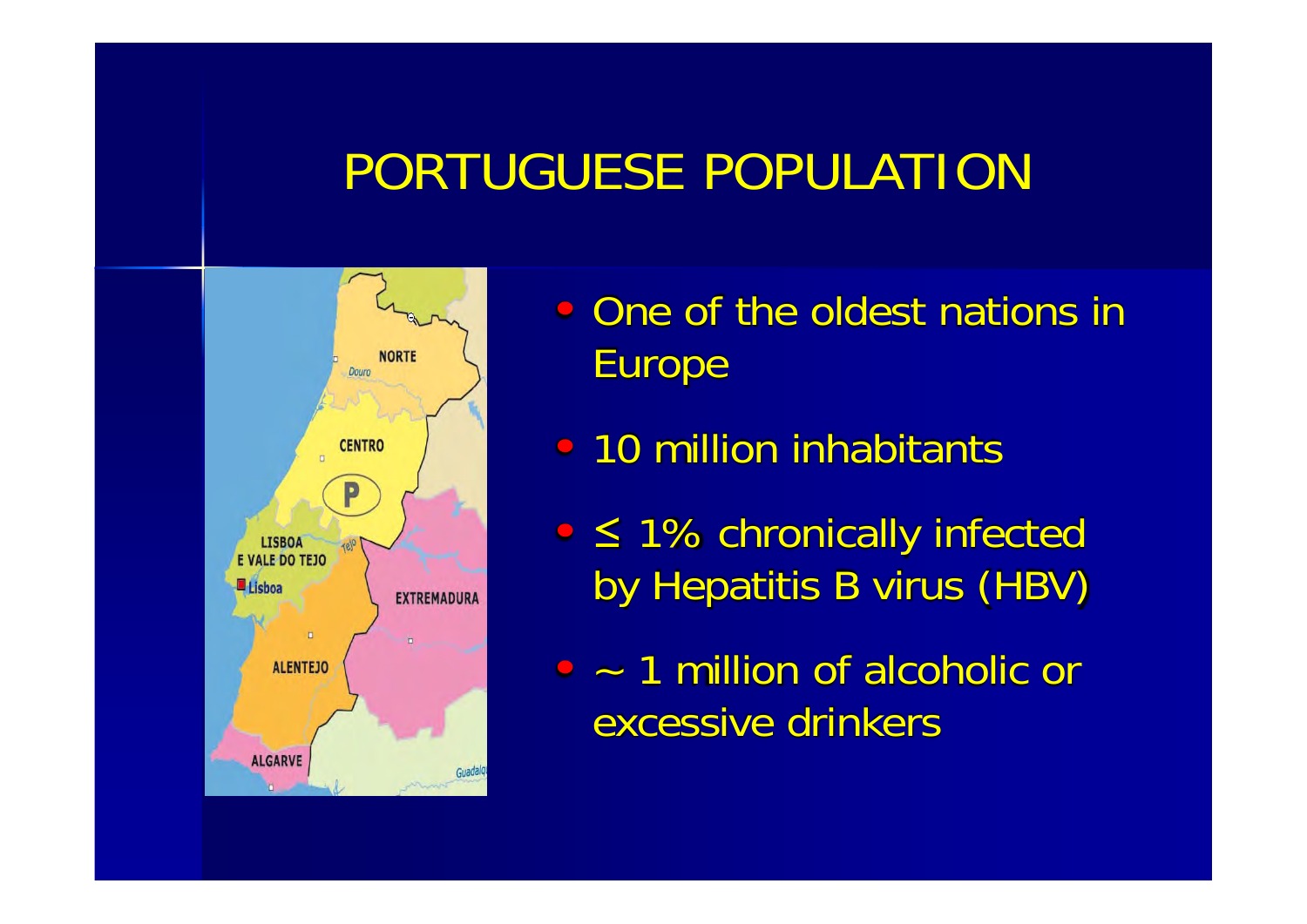# PORTUGUESE POPULATION

- One of the oldest nations in Europe
- 10 million inhabitants
- ≤ 1% chronically infected by Hepatitis B virus (HBV)
- ~ 1 million of alcoholic or excessive drinkers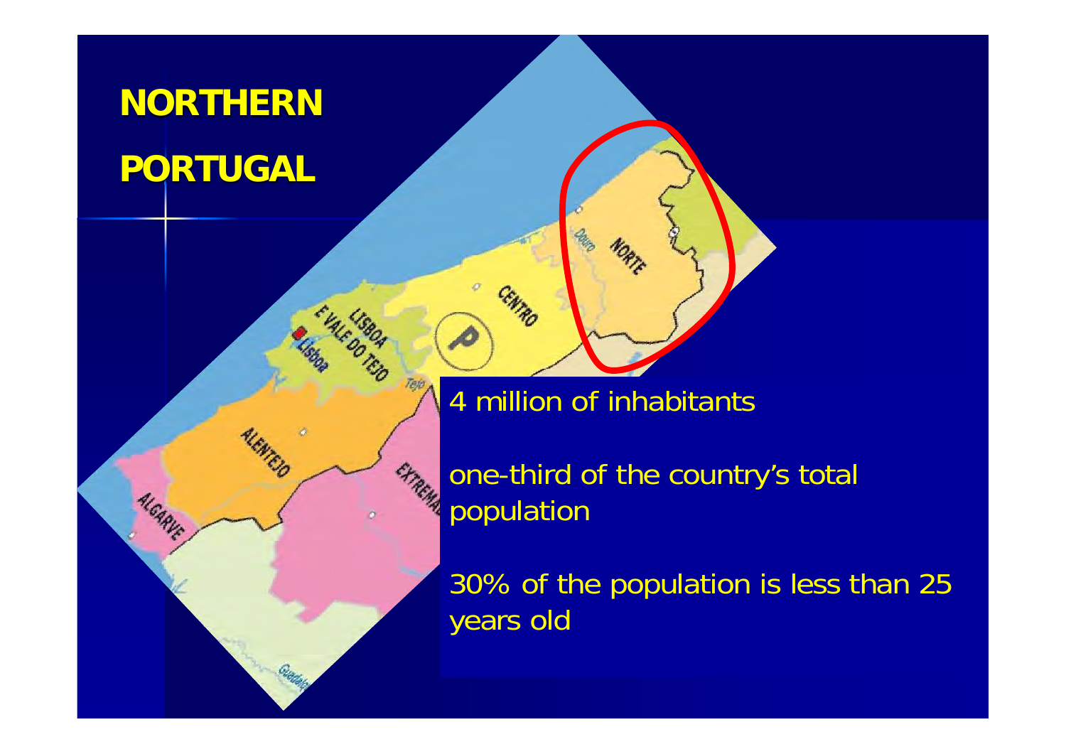# NORTHERN PORTUGAL

4 million of inhabitants

one-third of the country's total population

30% of the population is less than 25 years old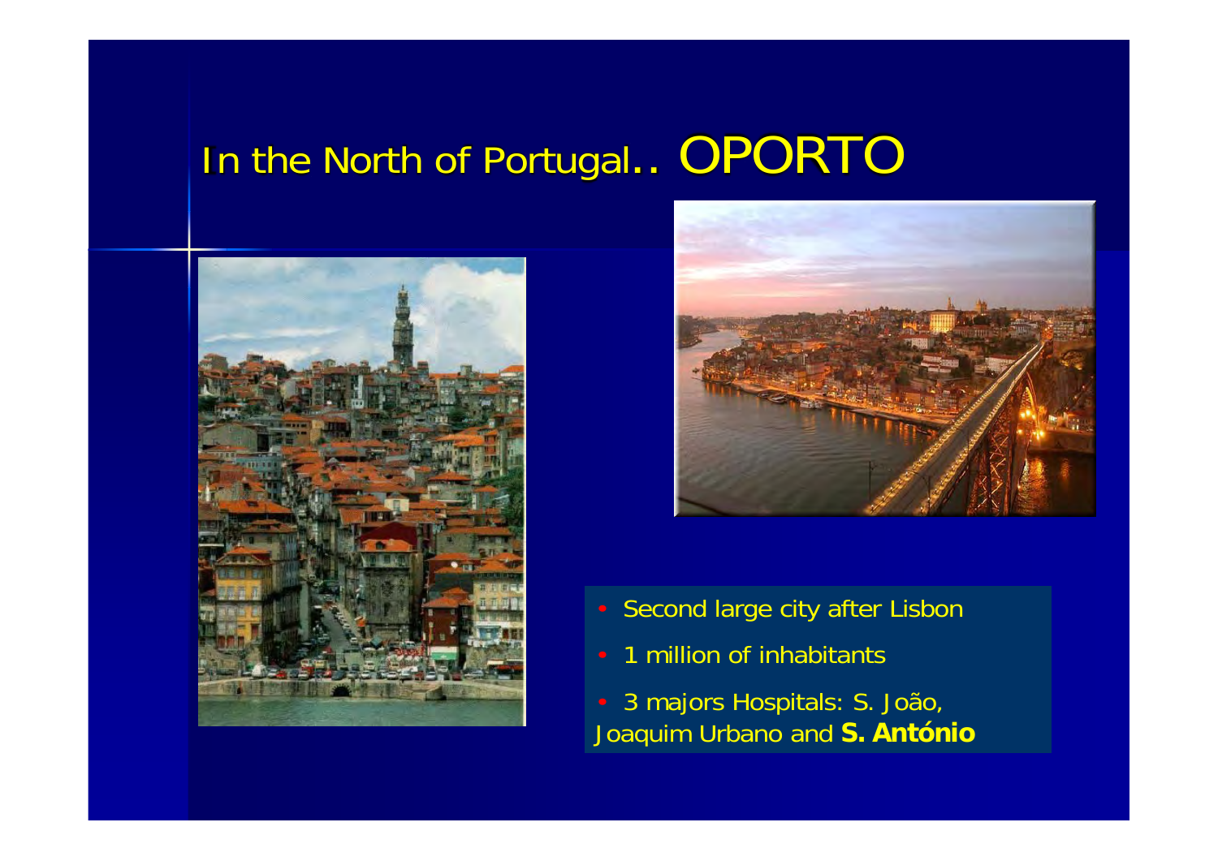# In the North of Portugal.. OPORTO

- Second large city after Lisbon
- 1 million of inhabitants
- 3 majors Hospitals: S. João, Joaquim Urbano and **S. António**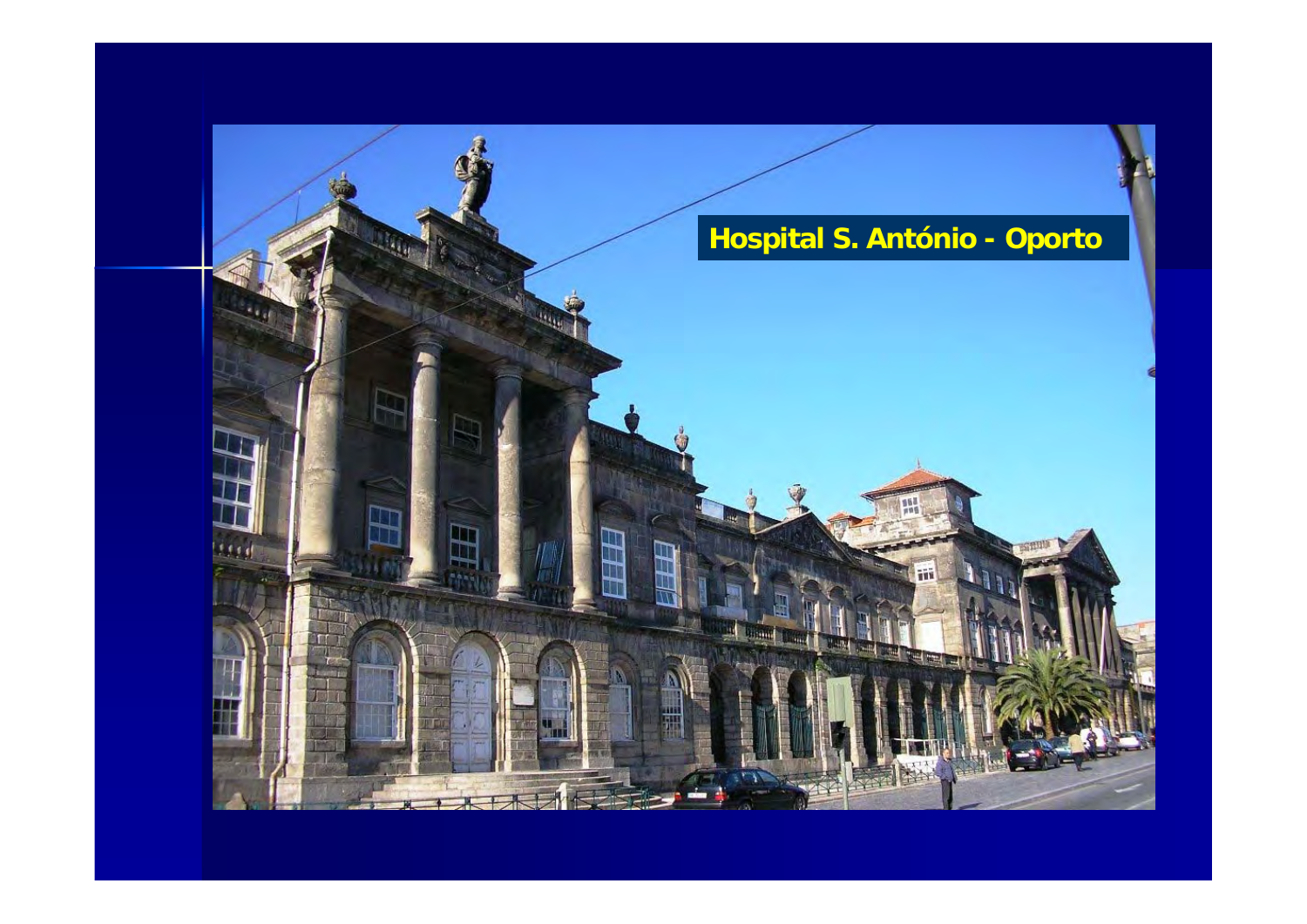Hospital S. António - Oporto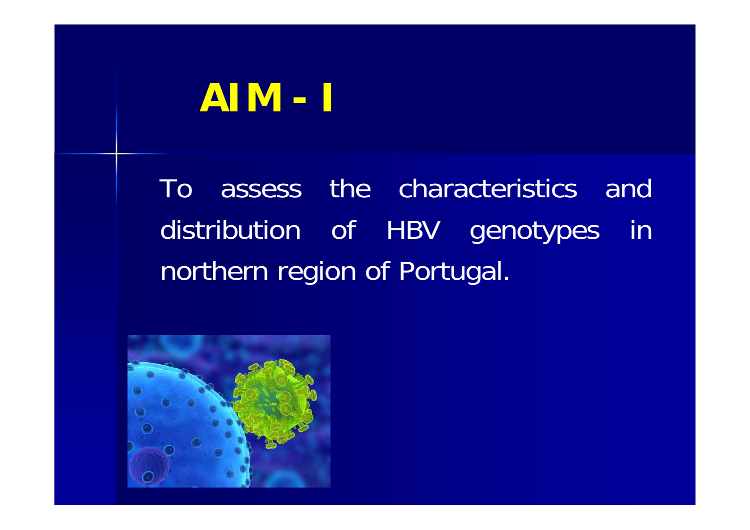# AIM - I

To assess the characteristics and distribution of HBV genotypes in northern region of Portugal.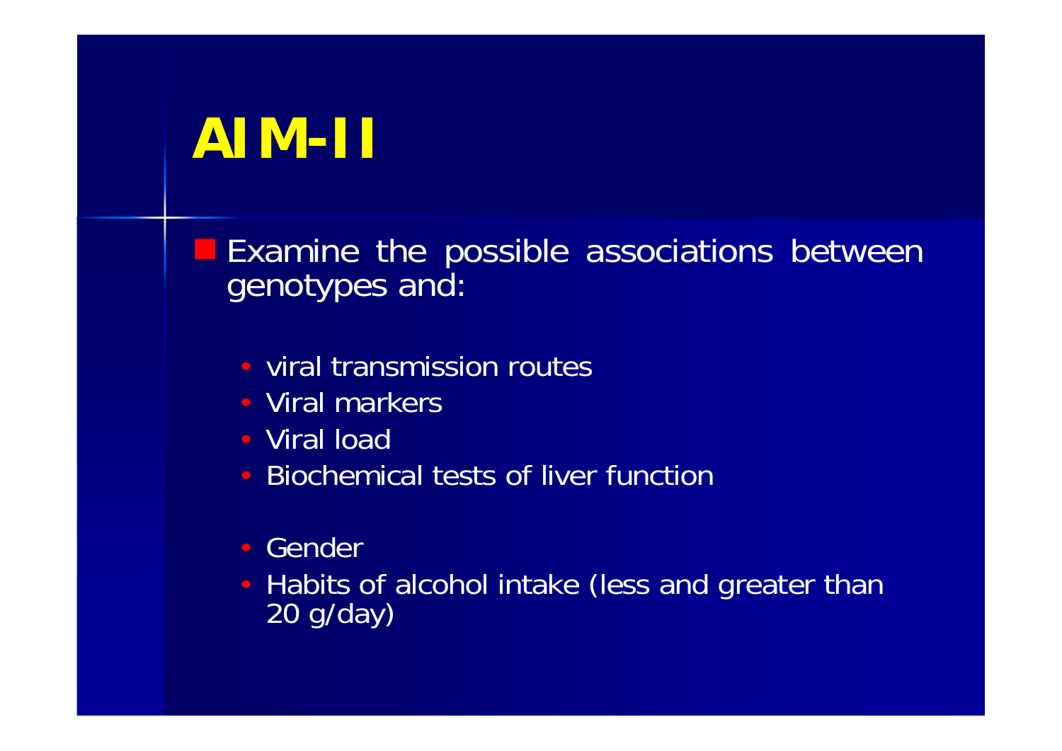# AIM-II

- Examine the possible associations between genotypes and:
  - viral transmission routes
  - Viral markers
  - Viral load
  - Biochemical tests of liver function

  - Gender
  - Habits of alcohol intake (less and greater than 20 g/day)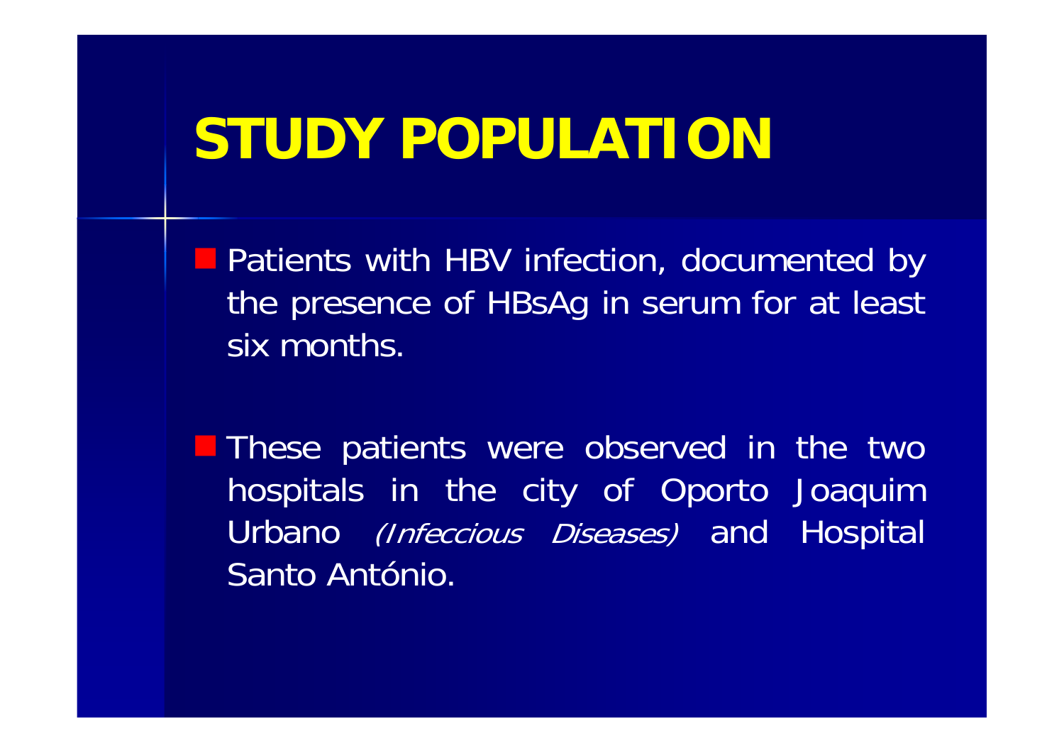# STUDY POPULATION

- Patients with HBV infection, documented by the presence of HBsAg in serum for at least six months.

- These patients were observed in the two hospitals in the city of Oporto Joaquim Urbano *(Infeccious Diseases)* and Hospital Santo António.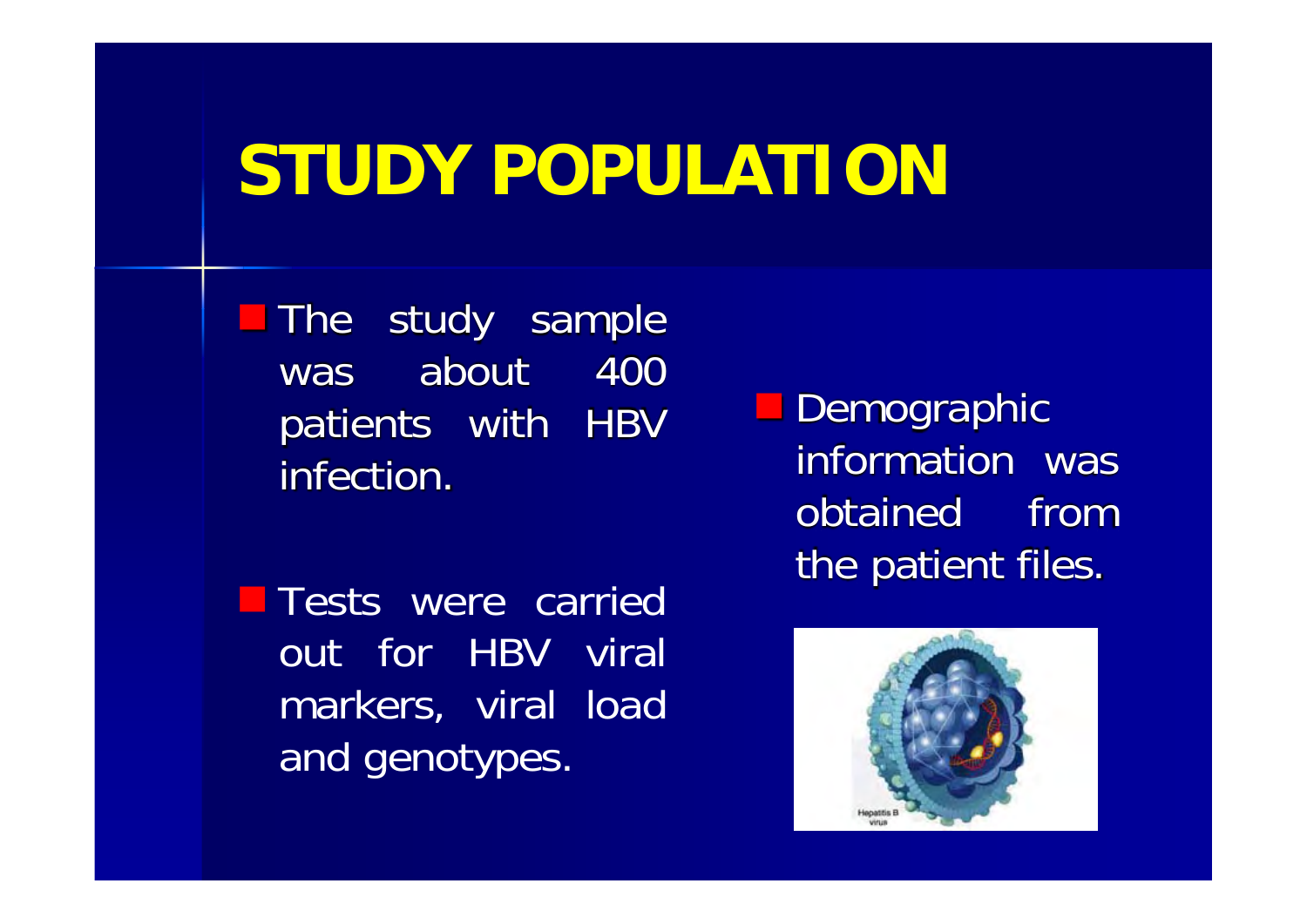# STUDY POPULATION

- The study sample was about 400 patients with HBV infection.
- Tests were carried out for HBV viral markers, viral load and genotypes.
- Demographic information was obtained from the patient files.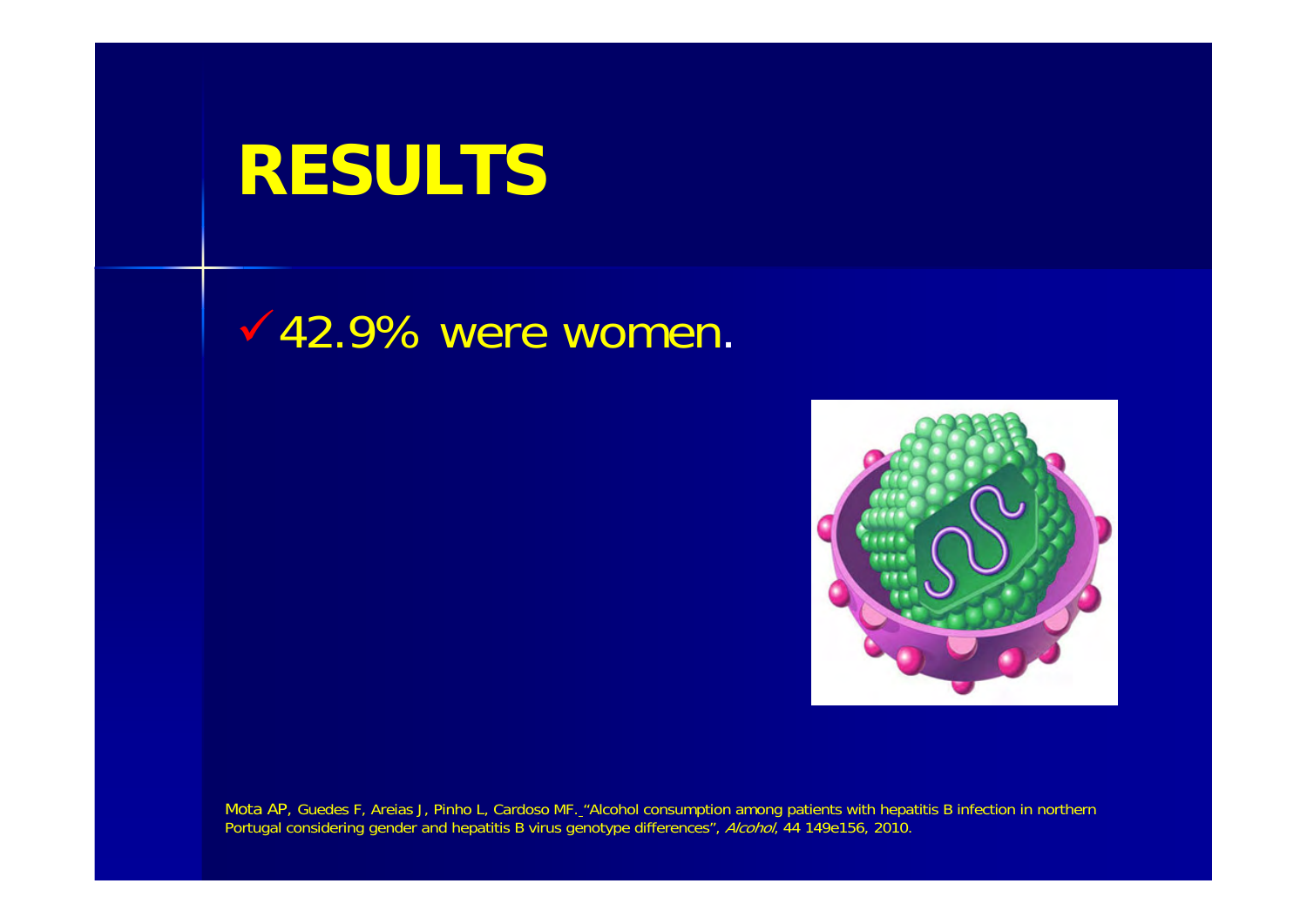# RESULTS

- ✓ 42.9% were women.

Mota AP, Guedes F, Areias J, Pinho L, Cardoso MF. "Alcohol consumption among patients with hepatitis B infection in northern Portugal considering gender and hepatitis B virus genotype differences", *Alcohol*, 44 149e156, 2010.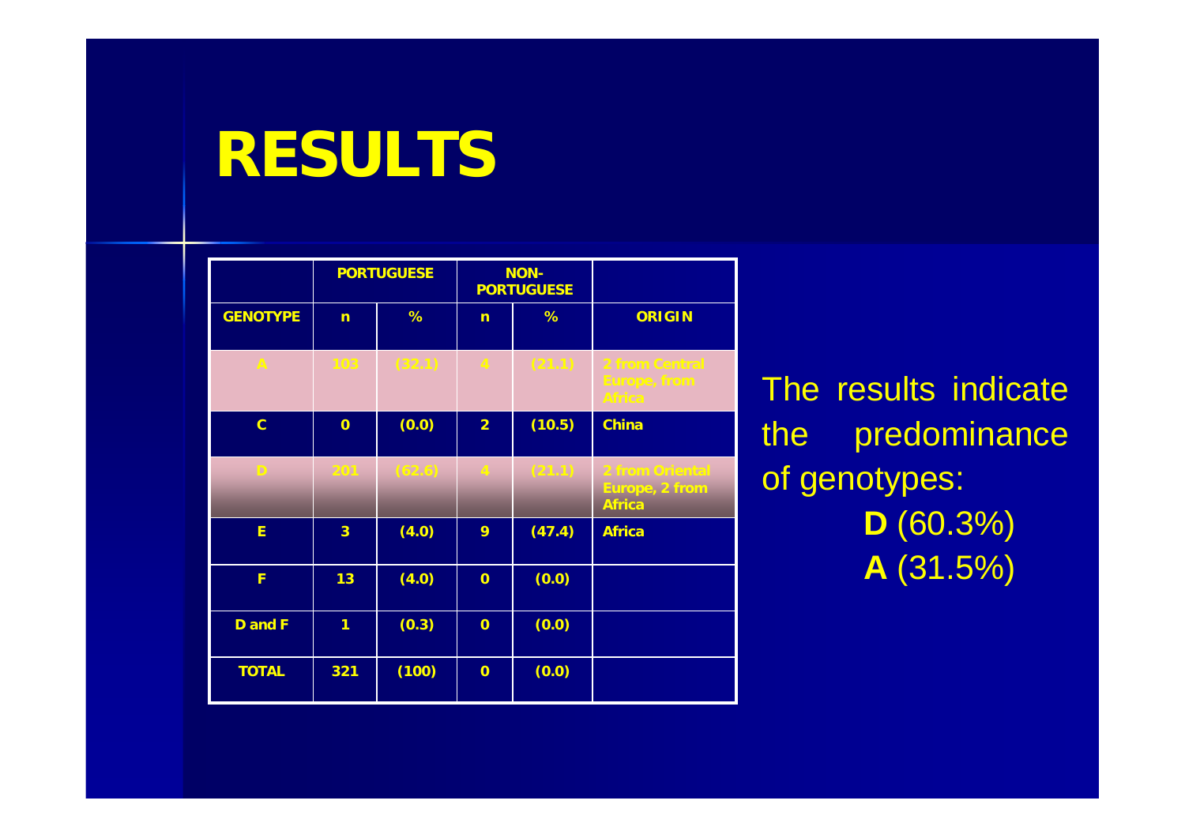# RESULTS

| | PORTUGUESE | | NON-PORTUGUESE | | |
|---|---|---|---|---|---|
| GENOTYPE | n | % | n | % | ORIGIN |
| A | 103 | (32.1) | 4 | (21.1) | 2 from Central Europe, from Africa |
| C | 0 | (0.0) | 2 | (10.5) | China |
| D | 201 | (62.6) | 4 | (21.1) | 2 from Oriental Europe, 2 from Africa |
| E | 3 | (4.0) | 9 | (47.4) | Africa |
| F | 13 | (4.0) | 0 | (0.0) | |
| D and F | 1 | (0.3) | 0 | (0.0) | |
| TOTAL | 321 | (100) | 0 | (0.0) | |

The results indicate the predominance of genotypes:

**D** (60.3%)

**A** (31.5%)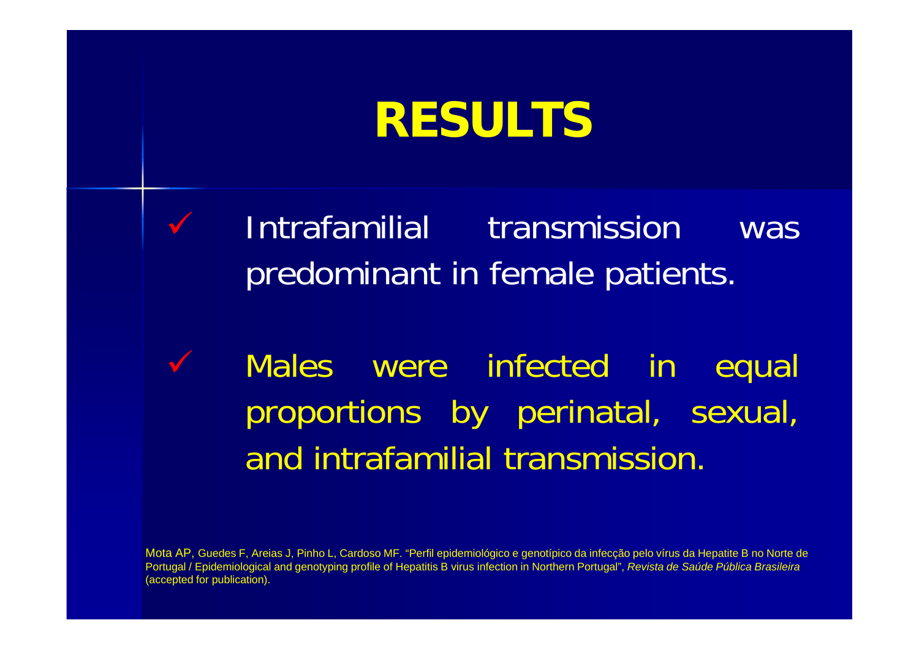# RESULTS

- Intrafamilial transmission was predominant in female patients.

- Males were infected in equal proportions by perinatal, sexual, and intrafamilial transmission.

Mota AP, Guedes F, Areias J, Pinho L, Cardoso MF. "Perfil epidemiológico e genotípico da infecção pelo vírus da Hepatite B no Norte de Portugal / Epidemiological and genotyping profile of Hepatitis B virus infection in Northern Portugal", *Revista de Saúde Pública Brasileira* (accepted for publication).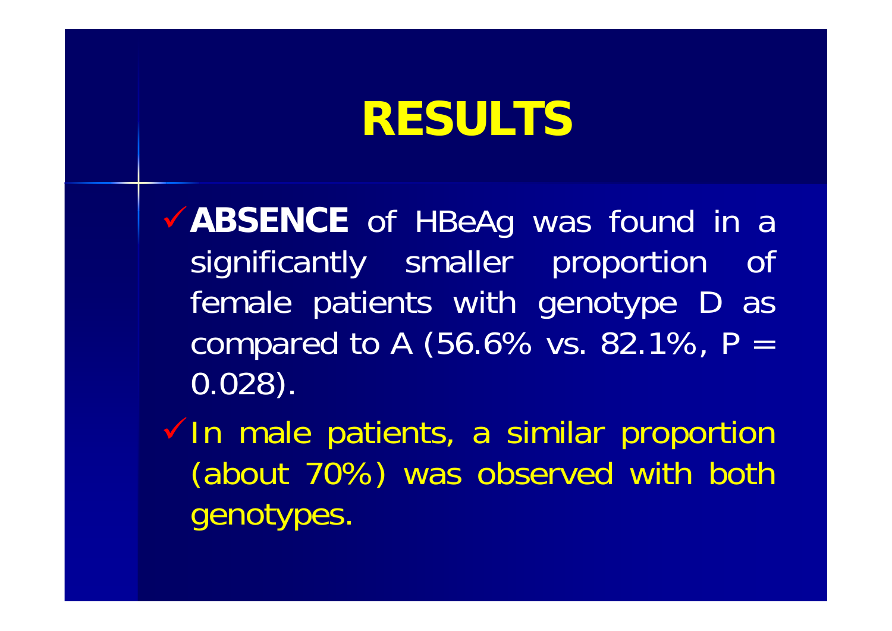# RESULTS

- ✓ **ABSENCE** of HBeAg was found in a significantly smaller proportion of female patients with genotype D as compared to A (56.6% vs. 82.1%, $P = 0.028$).
- ✓ In male patients, a similar proportion (about 70%) was observed with both genotypes.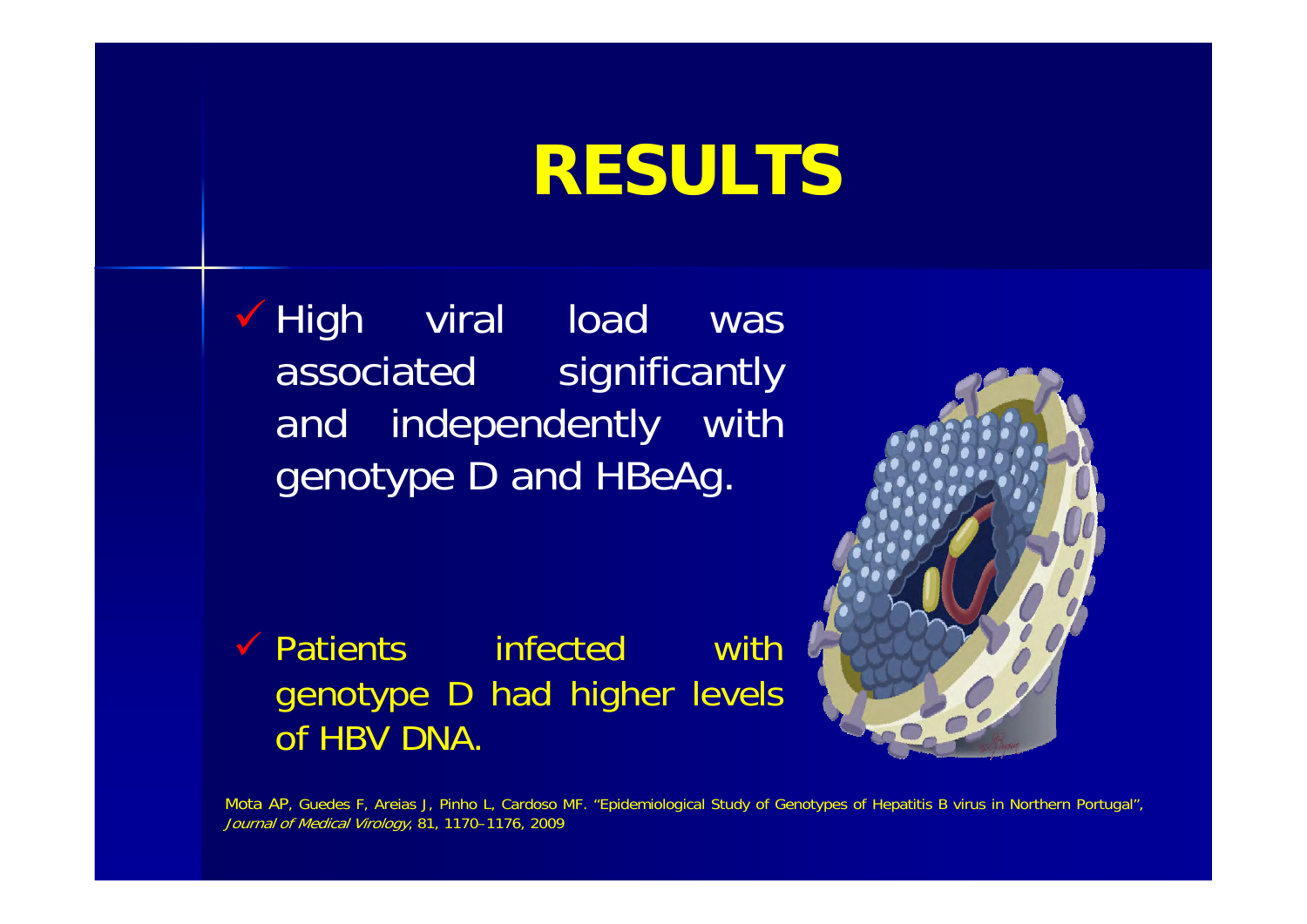# RESULTS

- High viral load was associated significantly and independently with genotype D and HBeAg.

- Patients infected with genotype D had higher levels of HBV DNA.

Mota AP, Guedes F, Areias J, Pinho L, Cardoso MF. "Epidemiological Study of Genotypes of Hepatitis B virus in Northern Portugal", *Journal of Medical Virology*, 81, 1170–1176, 2009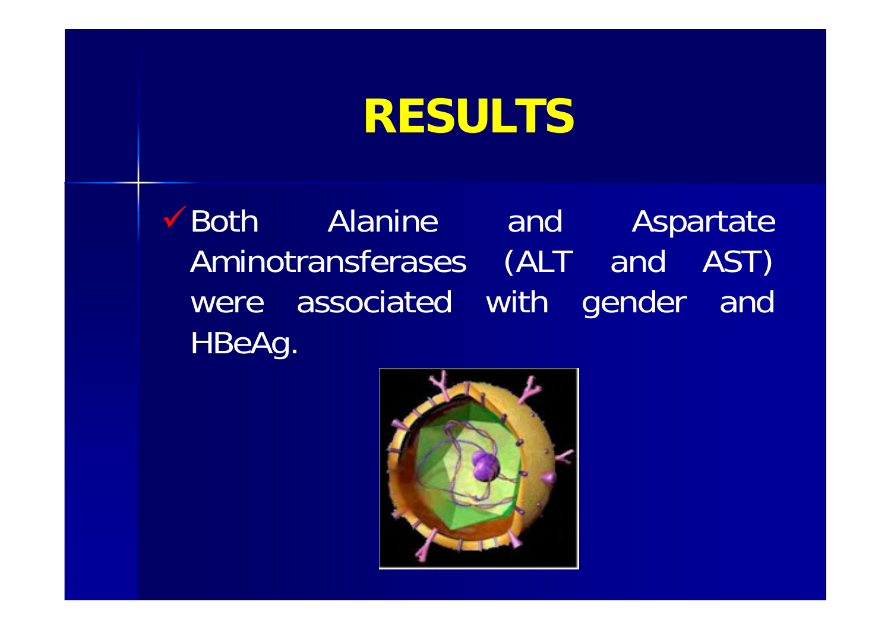# RESULTS

- Both Alanine and Aspartate Aminotransferases (ALT and AST) were associated with gender and HBeAg.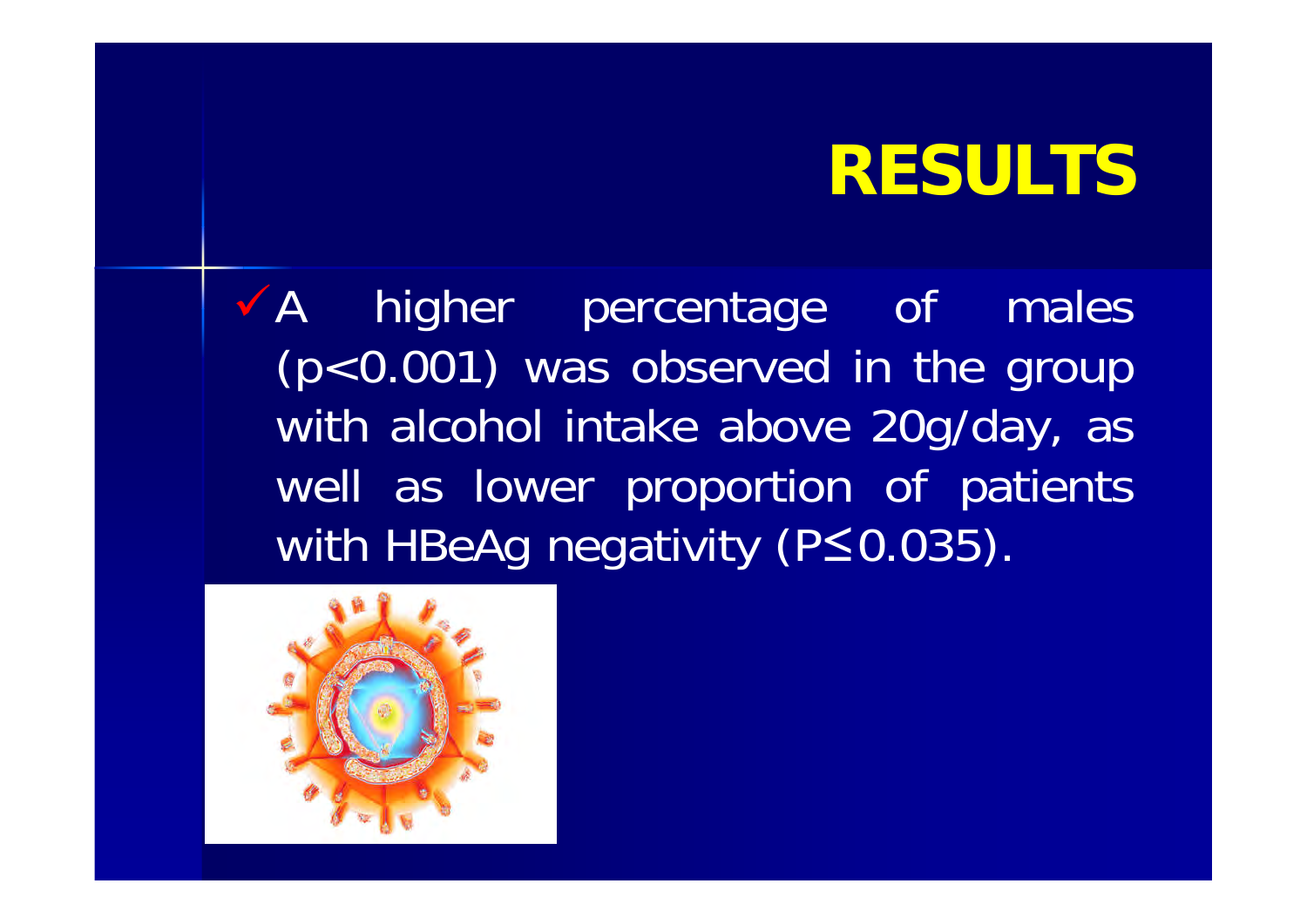# RESULTS

- A higher percentage of males ($p<0.001$) was observed in the group with alcohol intake above 20g/day, as well as lower proportion of patients with HBeAg negativity ($P \leq 0.035$).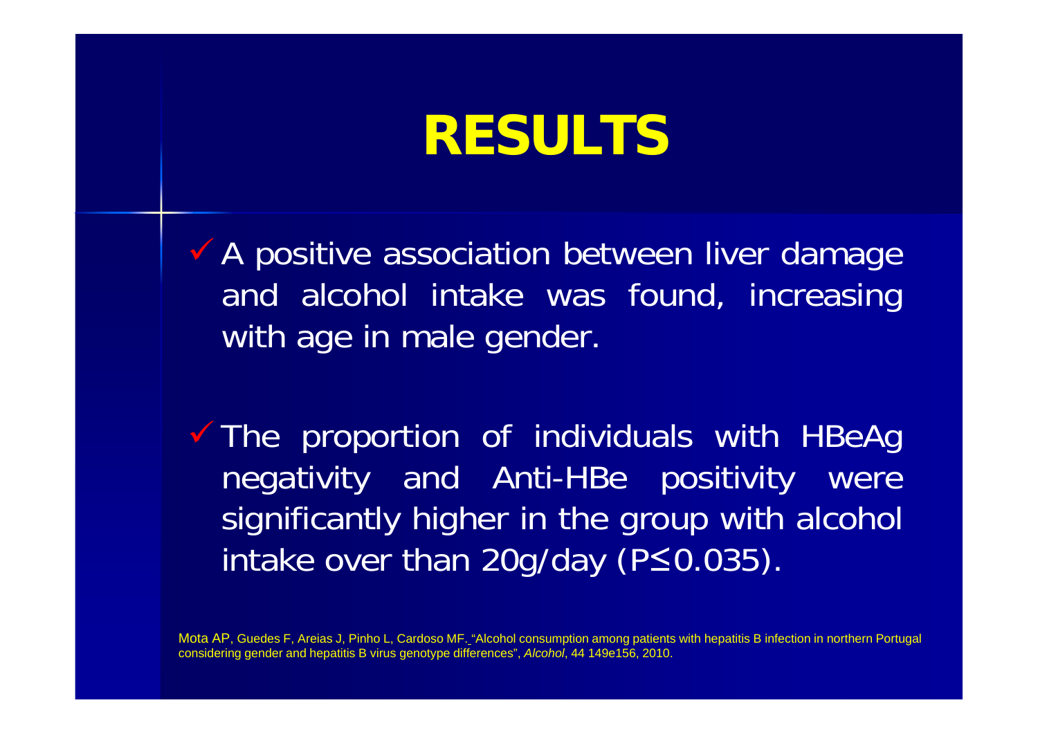# RESULTS

- A positive association between liver damage and alcohol intake was found, increasing with age in male gender.

- The proportion of individuals with HBeAg negativity and Anti-HBe positivity were significantly higher in the group with alcohol intake over than 20g/day ($P \leq 0.035$).

Mota AP, Guedes F, Areias J, Pinho L, Cardoso MF. "Alcohol consumption among patients with hepatitis B infection in northern Portugal considering gender and hepatitis B virus genotype differences", *Alcohol*, 44 149e156, 2010.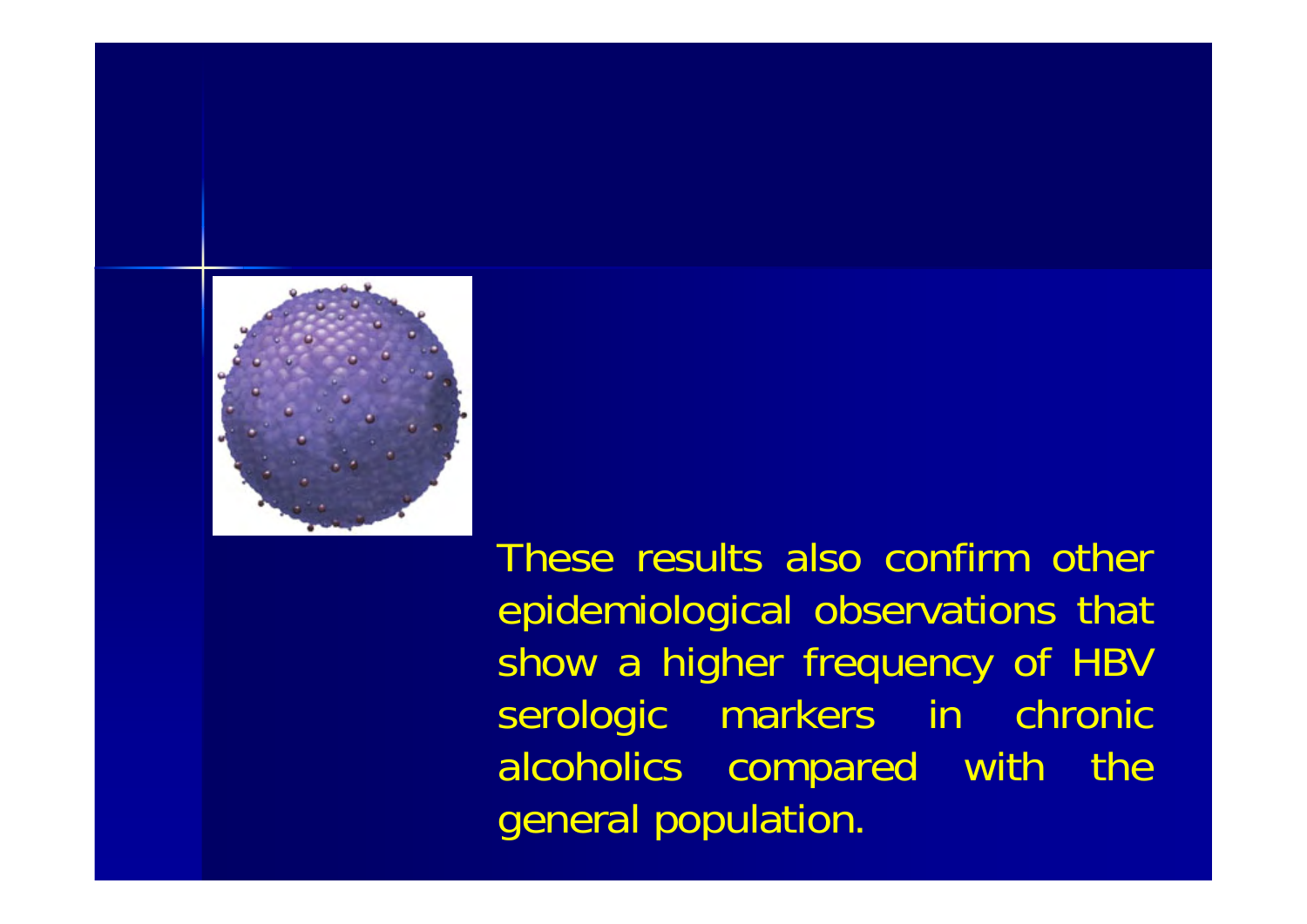These results also confirm other epidemiological observations that show a higher frequency of HBV serologic markers in chronic alcoholics compared with the general population.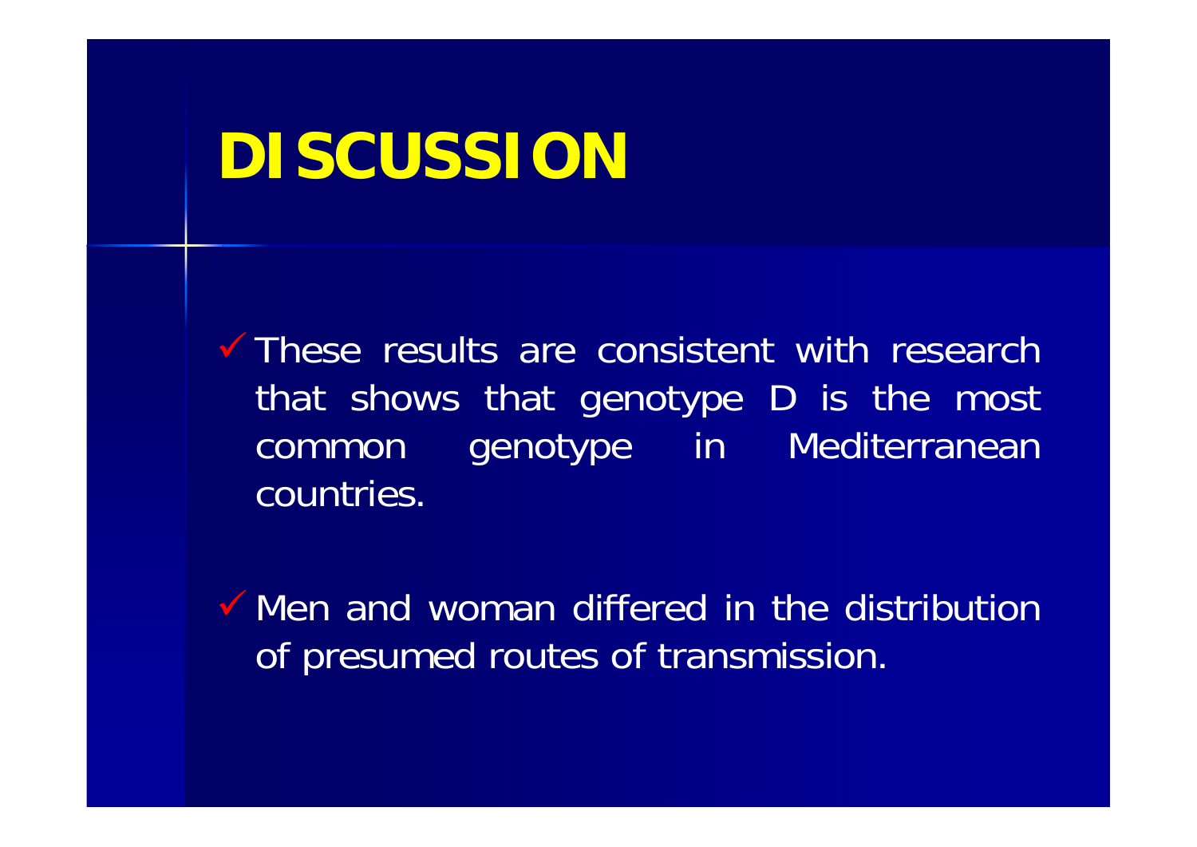# DISCUSSION

- ✓ These results are consistent with research that shows that genotype D is the most common genotype in Mediterranean countries.

- ✓ Men and woman differed in the distribution of presumed routes of transmission.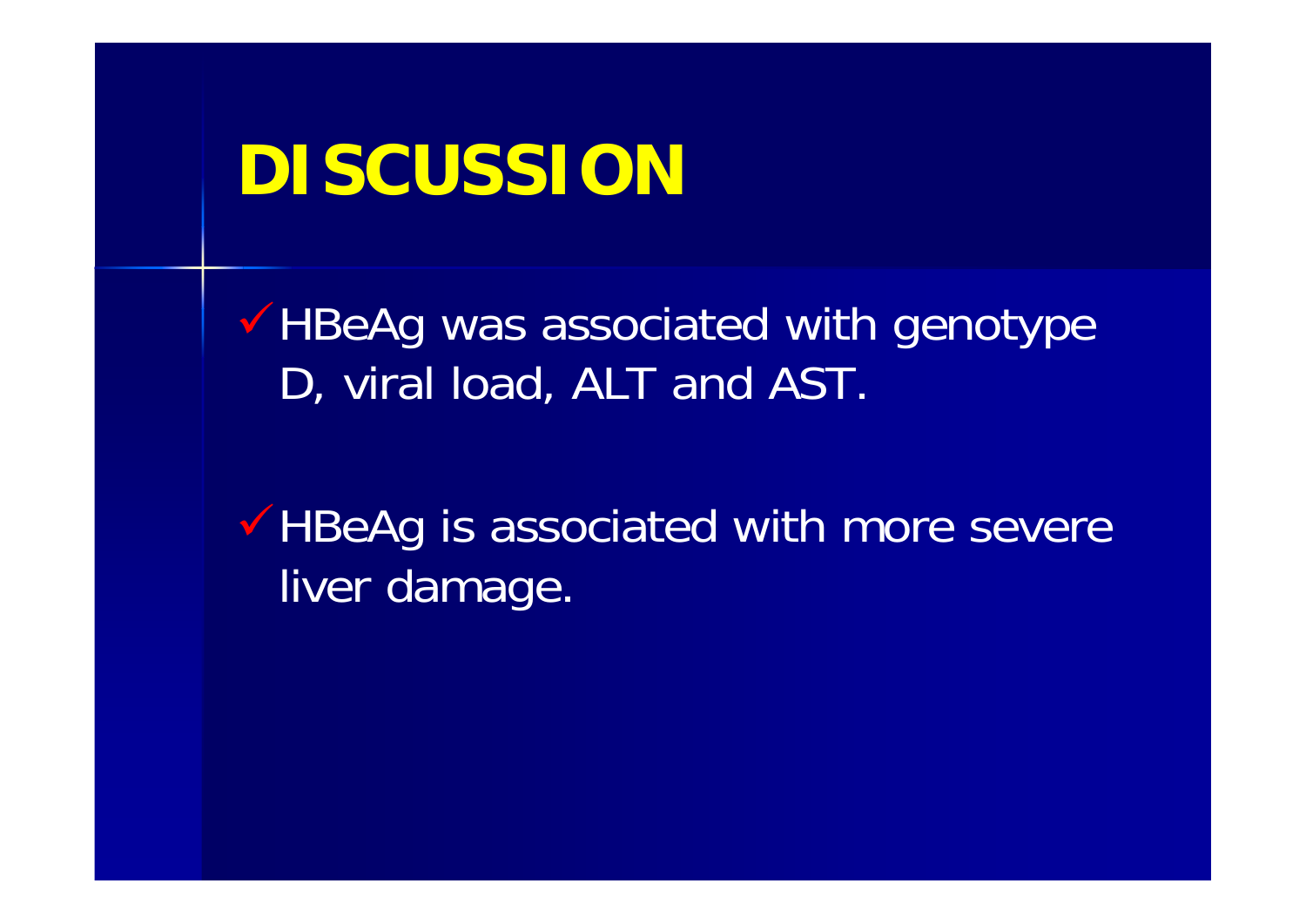# DISCUSSION

- ✓ HBeAg was associated with genotype D, viral load, ALT and AST.
- ✓ HBeAg is associated with more severe liver damage.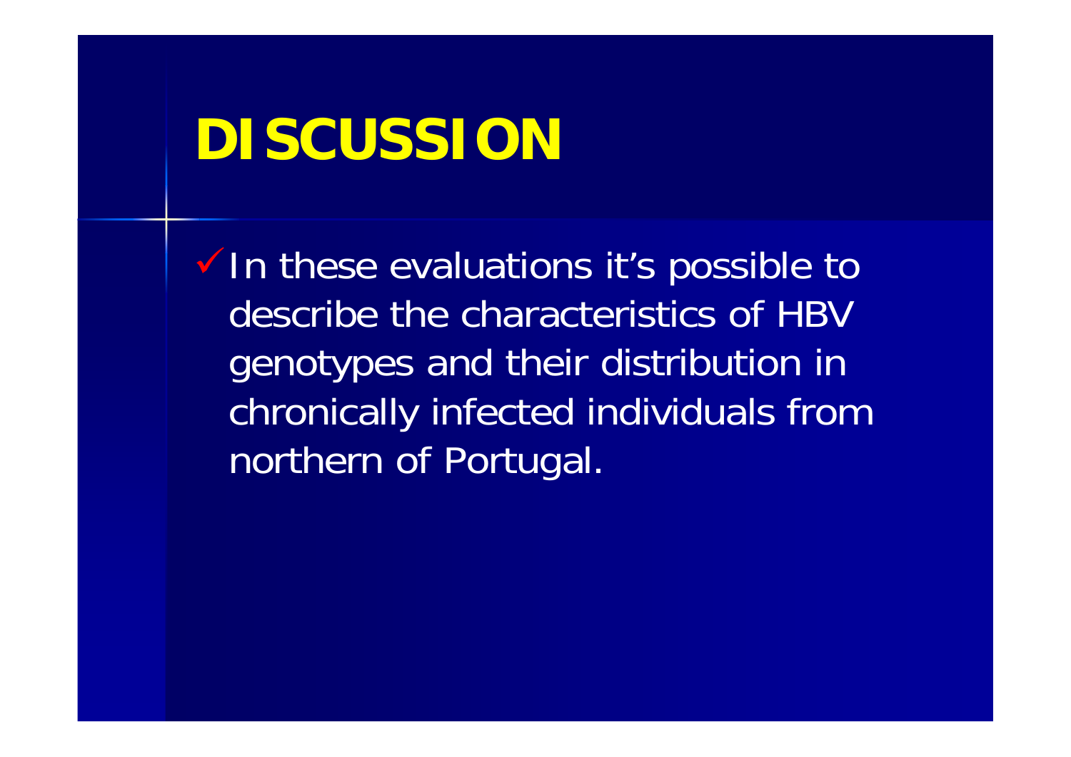# DISCUSSION

- ✓ In these evaluations it's possible to describe the characteristics of HBV genotypes and their distribution in chronically infected individuals from northern of Portugal.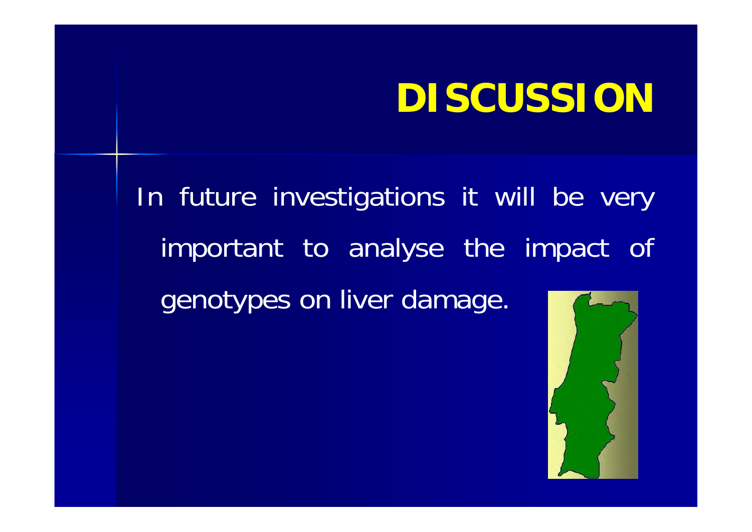# DISCUSSION

In future investigations it will be very important to analyse the impact of genotypes on liver damage.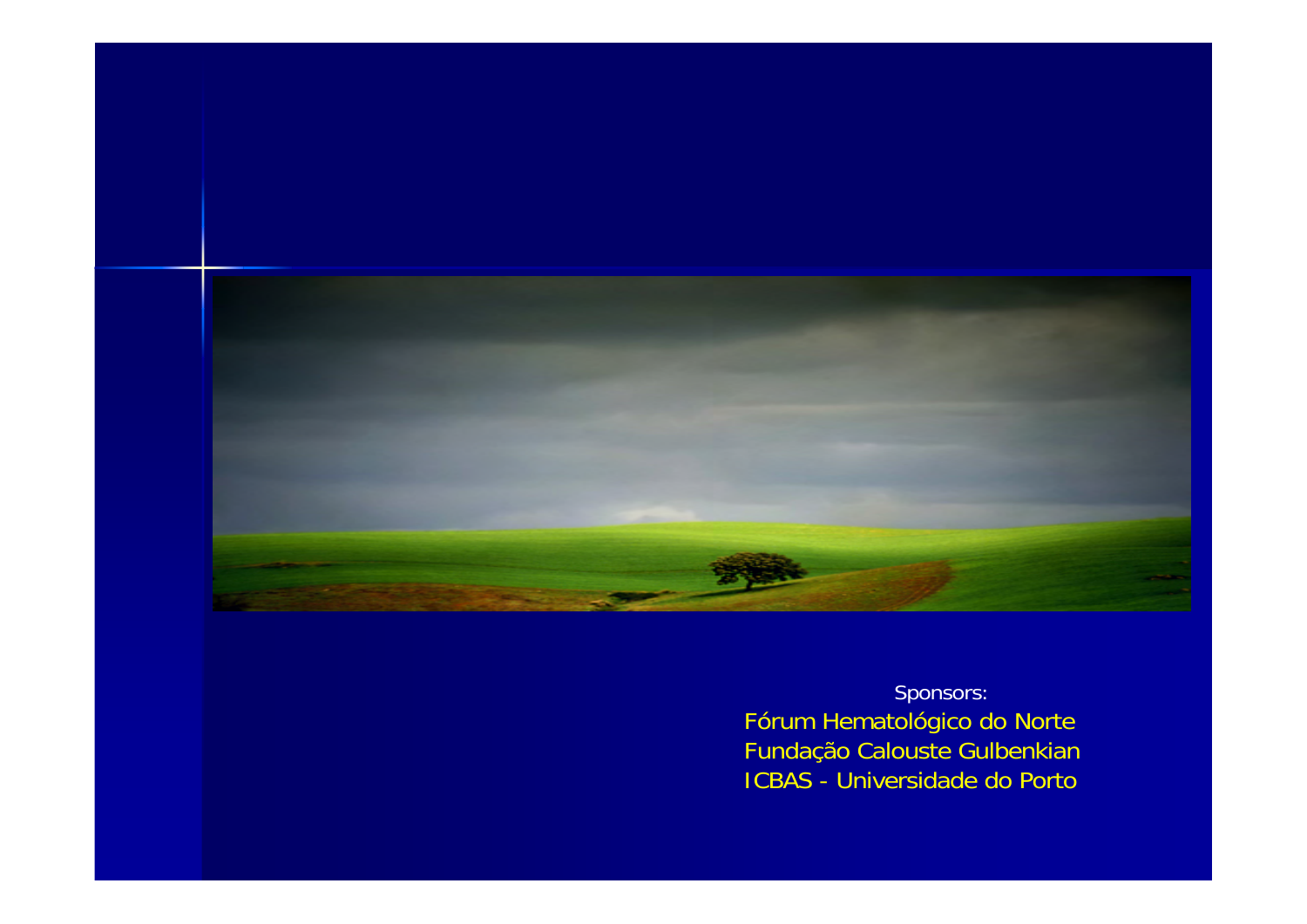Sponsors:

Fórum Hematológico do Norte

Fundação Calouste Gulbenkian

ICBAS - Universidade do Porto